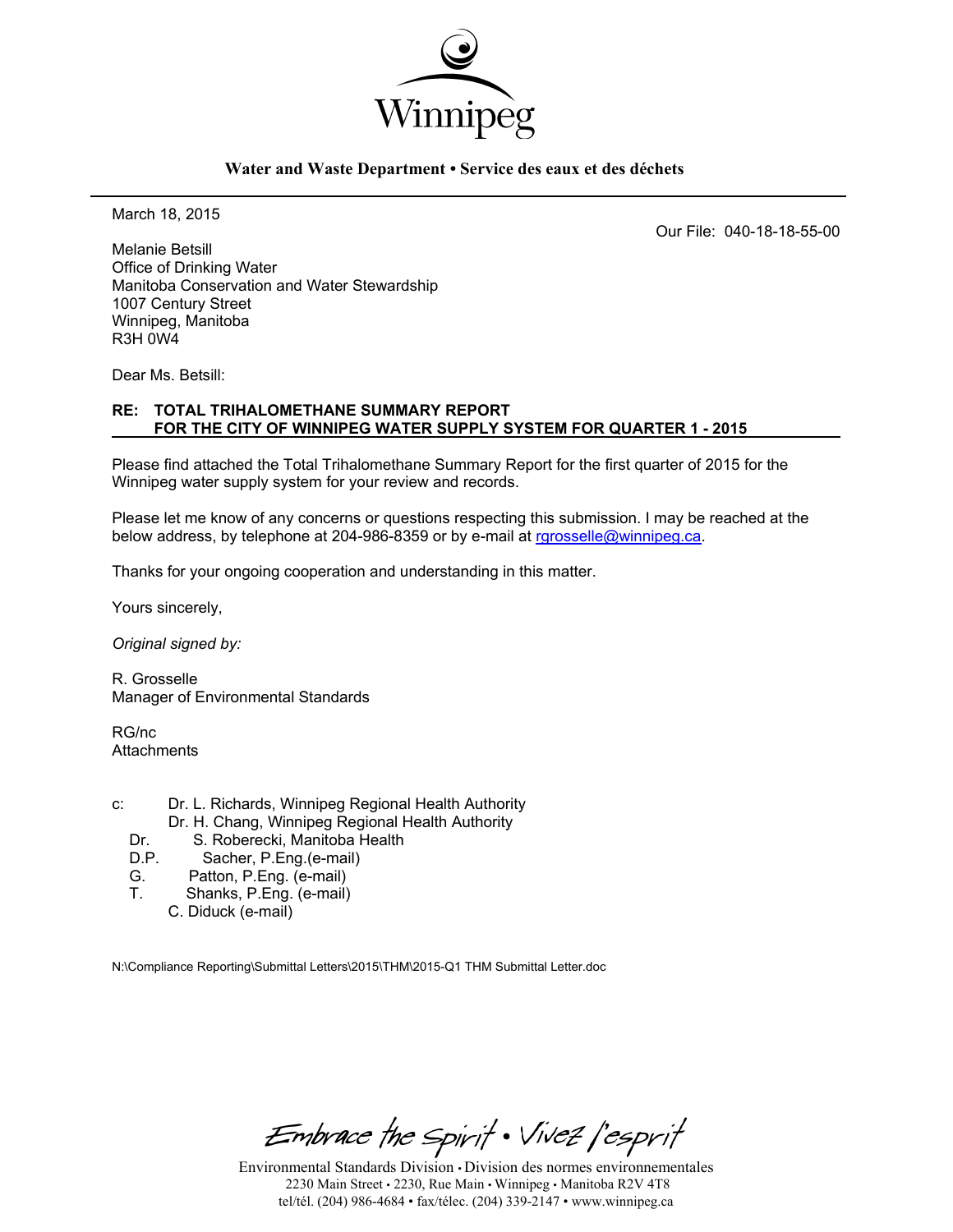Winnipeg

**Water and Waste Department • Service des eaux et des déchets**

March 18, 2015

Our File: 040-18-18-55-00

Melanie Betsill
Office of Drinking Water
Manitoba Conservation and Water Stewardship
1007 Century Street
Winnipeg, Manitoba
R3H 0W4

Dear Ms. Betsill:

**RE: TOTAL TRIHALOMETHANE SUMMARY REPORT FOR THE CITY OF WINNIPEG WATER SUPPLY SYSTEM FOR QUARTER 1 - 2015**

Please find attached the Total Trihalomethane Summary Report for the first quarter of 2015 for the Winnipeg water supply system for your review and records.

Please let me know of any concerns or questions respecting this submission. I may be reached at the below address, by telephone at 204-986-8359 or by e-mail at rgrosselle@winnipeg.ca.

Thanks for your ongoing cooperation and understanding in this matter.

Yours sincerely,

*Original signed by:*

R. Grosselle
Manager of Environmental Standards

RG/nc
Attachments

c: Dr. L. Richards, Winnipeg Regional Health Authority
Dr. H. Chang, Winnipeg Regional Health Authority
Dr. S. Roberecki, Manitoba Health
D.P. Sacher, P.Eng.(e-mail)
G. Patton, P.Eng. (e-mail)
T. Shanks, P.Eng. (e-mail)
C. Diduck (e-mail)

N:\Compliance Reporting\Submittal Letters\2015\THM\2015-Q1 THM Submittal Letter.doc

*Embrace the Spirit • Vivez l'esprit*

Environmental Standards Division • Division des normes environnementales
2230 Main Street • 2230, Rue Main • Winnipeg • Manitoba R2V 4T8
tel/tél. (204) 986-4684 • fax/télec. (204) 339-2147 • www.winnipeg.ca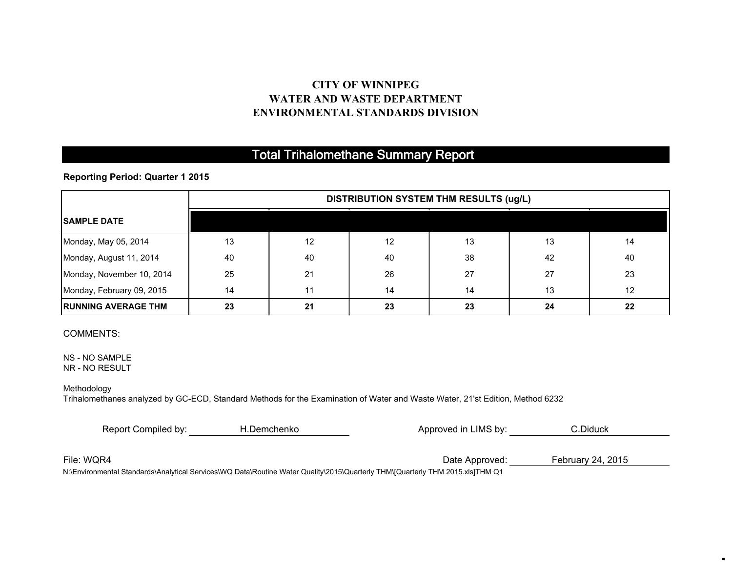**CITY OF WINNIPEG**
**WATER AND WASTE DEPARTMENT**
**ENVIRONMENTAL STANDARDS DIVISION**

## Total Trihalomethane Summary Report

**Reporting Period: Quarter 1 2015**

| | DISTRIBUTION SYSTEM THM RESULTS (ug/L) | | | | | |
|---|---|---|---|---|---|---|
| **SAMPLE DATE** | | | | | | |
| Monday, May 05, 2014 | 13 | 12 | 12 | 13 | 13 | 14 |
| Monday, August 11, 2014 | 40 | 40 | 40 | 38 | 42 | 40 |
| Monday, November 10, 2014 | 25 | 21 | 26 | 27 | 27 | 23 |
| Monday, February 09, 2015 | 14 | 11 | 14 | 14 | 13 | 12 |
| **RUNNING AVERAGE THM** | **23** | **21** | **23** | **23** | **24** | **22** |

COMMENTS:

NS - NO SAMPLE
NR - NO RESULT

Methodology
Trihalomethanes analyzed by GC-ECD, Standard Methods for the Examination of Water and Waste Water, 21'st Edition, Method 6232

Report Compiled by: H.Demchenko

Approved in LIMS by: C.Diduck

File: WQR4

Date Approved: February 24, 2015

N:\Environmental Standards\Analytical Services\WQ Data\Routine Water Quality\2015\Quarterly THM\[Quarterly THM 2015.xls]THM Q1